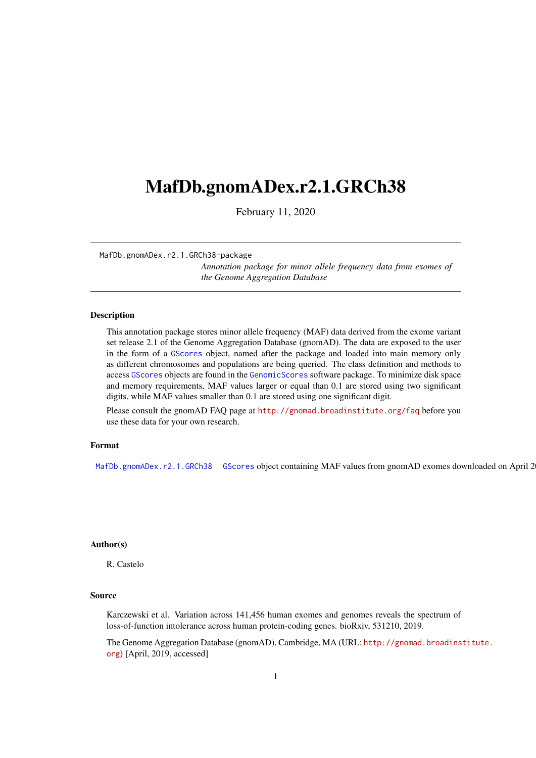# MafDb.gnomADex.r2.1.GRCh38

February 11, 2020

MafDb.gnomADex.r2.1.GRCh38-package

*Annotation package for minor allele frequency data from exomes of the Genome Aggregation Database*

### Description

This annotation package stores minor allele frequency (MAF) data derived from the exome variant set release 2.1 of the Genome Aggregation Database (gnomAD). The data are exposed to the user in the form of a GScores object, named after the package and loaded into main memory only as different chromosomes and populations are being queried. The class definition and methods to access GScores objects are found in the GenomicScores software package. To minimize disk space and memory requirements, MAF values larger or equal than 0.1 are stored using two significant digits, while MAF values smaller than 0.1 are stored using one significant digit.

Please consult the gnomAD FAQ page at http://gnomad.broadinstitute.org/faq before you use these data for your own research.

### Format

MafDb.gnomADex.r2.1.GRCh38 GScores object containing MAF values from gnomAD exomes downloaded on April 2

### Author(s)

R. Castelo

### Source

Karczewski et al. Variation across 141,456 human exomes and genomes reveals the spectrum of loss-of-function intolerance across human protein-coding genes. bioRxiv, 531210, 2019.

The Genome Aggregation Database (gnomAD), Cambridge, MA (URL: http://gnomad.broadinstitute.org) [April, 2019, accessed]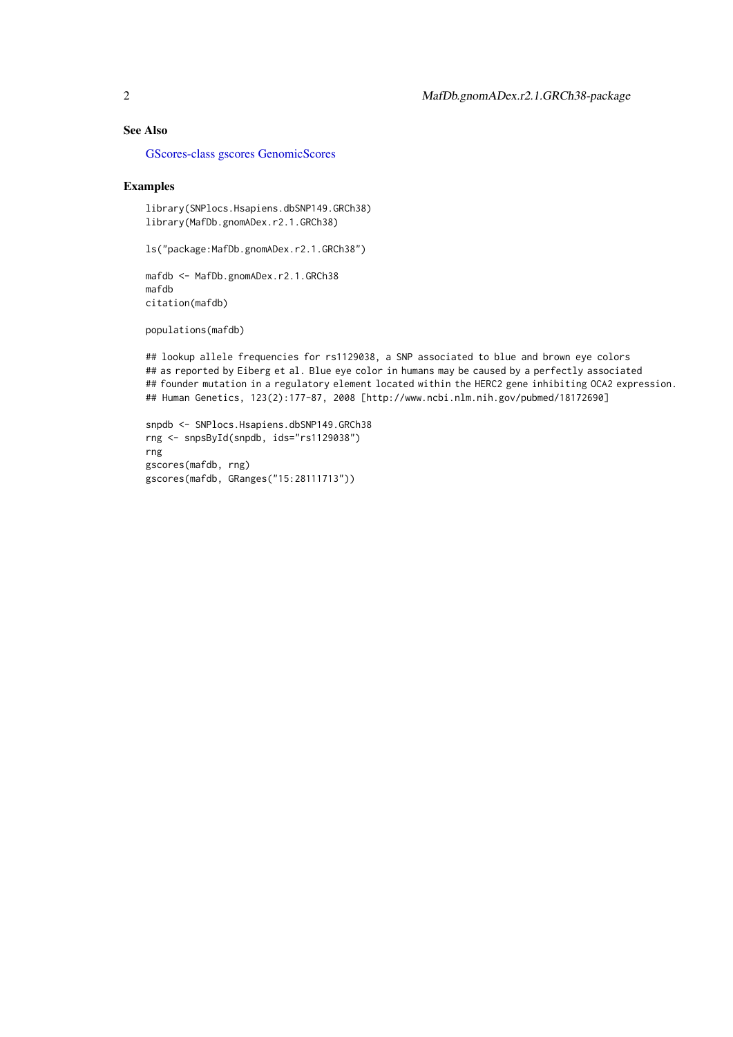## See Also

GScores-class gscores GenomicScores

## Examples

```
library(SNPlocs.Hsapiens.dbSNP149.GRCh38)
library(MafDb.gnomADex.r2.1.GRCh38)

ls("package:MafDb.gnomADex.r2.1.GRCh38")

mafdb <- MafDb.gnomADex.r2.1.GRCh38
mafdb
citation(mafdb)

populations(mafdb)

## lookup allele frequencies for rs1129038, a SNP associated to blue and brown eye colors
## as reported by Eiberg et al. Blue eye color in humans may be caused by a perfectly associated
## founder mutation in a regulatory element located within the HERC2 gene inhibiting OCA2 expression.
## Human Genetics, 123(2):177-87, 2008 [http://www.ncbi.nlm.nih.gov/pubmed/18172690]

snpdb <- SNPlocs.Hsapiens.dbSNP149.GRCh38
rng <- snpsById(snpdb, ids="rs1129038")
rng
gscores(mafdb, rng)
gscores(mafdb, GRanges("15:28111713"))
```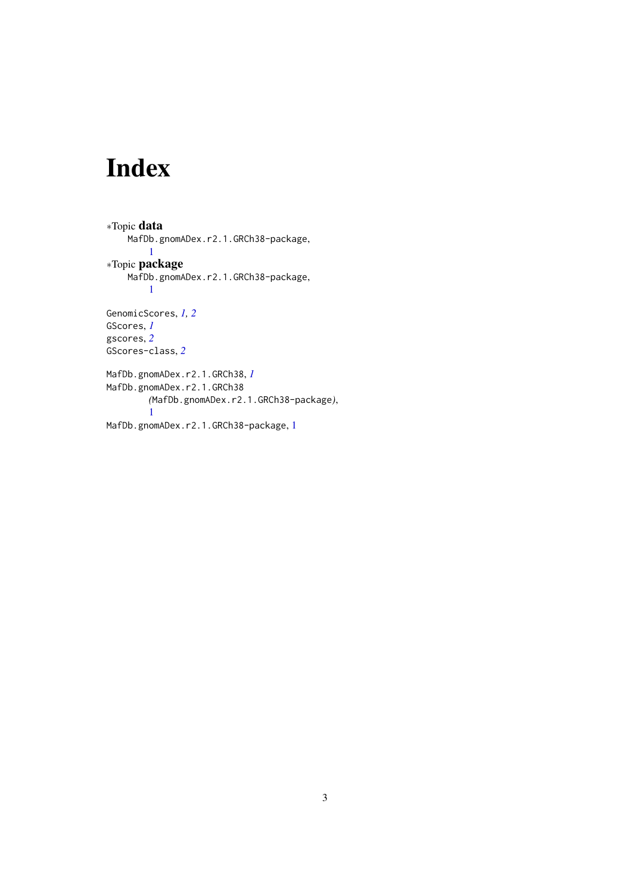# Index

∗Topic **data**
  MafDb.gnomADex.r2.1.GRCh38-package, 1
∗Topic **package**
  MafDb.gnomADex.r2.1.GRCh38-package, 1

GenomicScores, *1, 2*
GScores, *1*
gscores, *2*
GScores-class, *2*

MafDb.gnomADex.r2.1.GRCh38, *1*
MafDb.gnomADex.r2.1.GRCh38 *(*MafDb.gnomADex.r2.1.GRCh38-package*)*, 1
MafDb.gnomADex.r2.1.GRCh38-package, 1